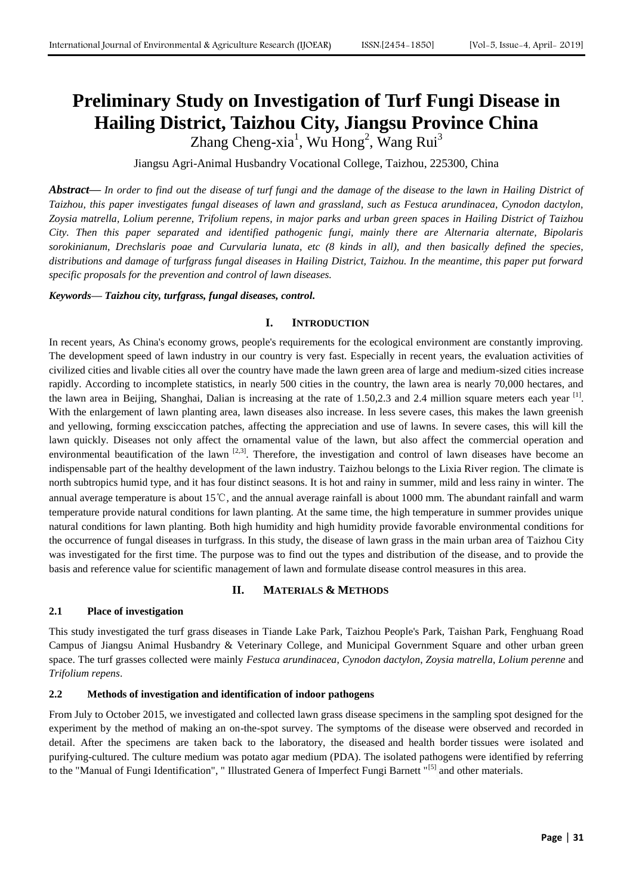# Preliminary Study on Investigation of Turf Fungi Disease in Hailing District, Taizhou City, Jiangsu Province China

Zhang Cheng-xia[1], Wu Hong[2], Wang Rui[3]

Jiangsu Agri-Animal Husbandry Vocational College, Taizhou, 225300, China

***Abstract—*** *In order to find out the disease of turf fungi and the damage of the disease to the lawn in Hailing District of Taizhou, this paper investigates fungal diseases of lawn and grassland, such as Festuca arundinacea, Cynodon dactylon, Zoysia matrella, Lolium perenne, Trifolium repens, in major parks and urban green spaces in Hailing District of Taizhou City. Then this paper separated and identified pathogenic fungi, mainly there are Alternaria alternate, Bipolaris sorokinianum, Drechslaris poae and Curvularia lunata, etc (8 kinds in all), and then basically defined the species, distributions and damage of turfgrass fungal diseases in Hailing District, Taizhou. In the meantime, this paper put forward specific proposals for the prevention and control of lawn diseases.*

***Keywords— Taizhou city, turfgrass, fungal diseases, control.***

## I. INTRODUCTION

In recent years, As China's economy grows, people's requirements for the ecological environment are constantly improving. The development speed of lawn industry in our country is very fast. Especially in recent years, the evaluation activities of civilized cities and livable cities all over the country have made the lawn green area of large and medium-sized cities increase rapidly. According to incomplete statistics, in nearly 500 cities in the country, the lawn area is nearly 70,000 hectares, and the lawn area in Beijing, Shanghai, Dalian is increasing at the rate of 1.50,2.3 and 2.4 million square meters each year [1]. With the enlargement of lawn planting area, lawn diseases also increase. In less severe cases, this makes the lawn greenish and yellowing, forming exsciccation patches, affecting the appreciation and use of lawns. In severe cases, this will kill the lawn quickly. Diseases not only affect the ornamental value of the lawn, but also affect the commercial operation and environmental beautification of the lawn [2,3]. Therefore, the investigation and control of lawn diseases have become an indispensable part of the healthy development of the lawn industry. Taizhou belongs to the Lixia River region. The climate is north subtropics humid type, and it has four distinct seasons. It is hot and rainy in summer, mild and less rainy in winter. The annual average temperature is about 15℃, and the annual average rainfall is about 1000 mm. The abundant rainfall and warm temperature provide natural conditions for lawn planting. At the same time, the high temperature in summer provides unique natural conditions for lawn planting. Both high humidity and high humidity provide favorable environmental conditions for the occurrence of fungal diseases in turfgrass. In this study, the disease of lawn grass in the main urban area of Taizhou City was investigated for the first time. The purpose was to find out the types and distribution of the disease, and to provide the basis and reference value for scientific management of lawn and formulate disease control measures in this area.

## II. MATERIALS & METHODS

### 2.1 Place of investigation

This study investigated the turf grass diseases in Tiande Lake Park, Taizhou People's Park, Taishan Park, Fenghuang Road Campus of Jiangsu Animal Husbandry & Veterinary College, and Municipal Government Square and other urban green space. The turf grasses collected were mainly *Festuca arundinacea*, *Cynodon dactylon*, *Zoysia matrella*, *Lolium perenne* and *Trifolium repens*.

### 2.2 Methods of investigation and identification of indoor pathogens

From July to October 2015, we investigated and collected lawn grass disease specimens in the sampling spot designed for the experiment by the method of making an on-the-spot survey. The symptoms of the disease were observed and recorded in detail. After the specimens are taken back to the laboratory, the diseased and health border tissues were isolated and purifying-cultured. The culture medium was potato agar medium (PDA). The isolated pathogens were identified by referring to the "Manual of Fungi Identification", " Illustrated Genera of Imperfect Fungi Barnett "[5] and other materials.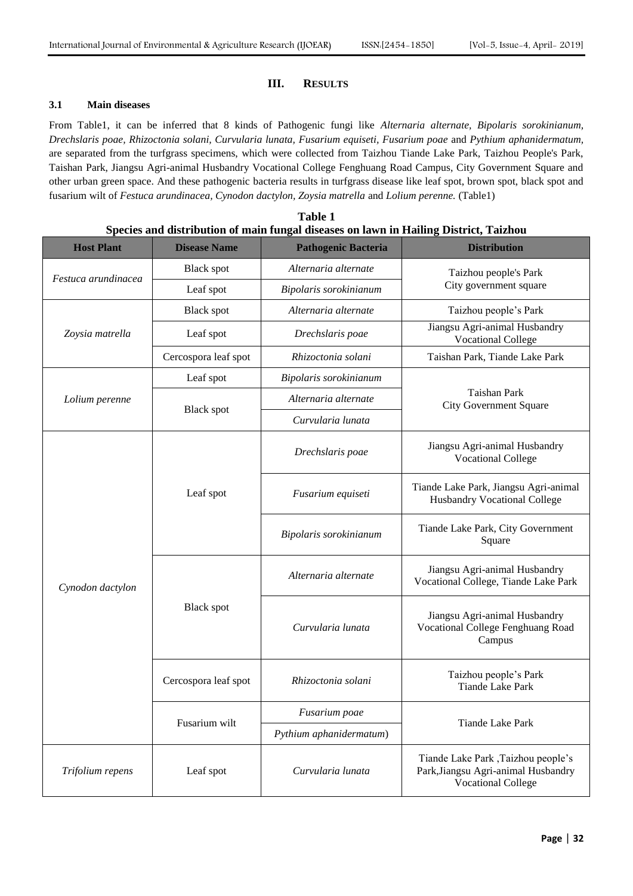## III. RESULTS

### 3.1 Main diseases

From Table1, it can be inferred that 8 kinds of Pathogenic fungi like *Alternaria alternate, Bipolaris sorokinianum, Drechslaris poae, Rhizoctonia solani, Curvularia lunata, Fusarium equiseti, Fusarium poae* and *Pythium aphanidermatum,* are separated from the turfgrass specimens, which were collected from Taizhou Tiande Lake Park, Taizhou People's Park, Taishan Park, Jiangsu Agri-animal Husbandry Vocational College Fenghuang Road Campus, City Government Square and other urban green space. And these pathogenic bacteria results in turfgrass disease like leaf spot, brown spot, black spot and fusarium wilt of *Festuca arundinacea, Cynodon dactylon, Zoysia matrella* and *Lolium perenne.* (Table1)

**Table 1**
**Species and distribution of main fungal diseases on lawn in Hailing District, Taizhou**

| Host Plant | Disease Name | Pathogenic Bacteria | Distribution |
|---|---|---|---|
| *Festuca arundinacea* | Black spot | *Alternaria alternate* | Taizhou people's Park City government square |
| | Leaf spot | *Bipolaris sorokinianum* | |
| *Zoysia matrella* | Black spot | *Alternaria alternate* | Taizhou people's Park |
| | Leaf spot | *Drechslaris poae* | Jiangsu Agri-animal Husbandry Vocational College |
| | Cercospora leaf spot | *Rhizoctonia solani* | Taishan Park, Tiande Lake Park |
| *Lolium perenne* | Leaf spot | *Bipolaris sorokinianum* | Taishan Park City Government Square |
| | Black spot | *Alternaria alternate* | |
| | | *Curvularia lunata* | |
| *Cynodon dactylon* | Leaf spot | *Drechslaris poae* | Jiangsu Agri-animal Husbandry Vocational College |
| | | *Fusarium equiseti* | Tiande Lake Park, Jiangsu Agri-animal Husbandry Vocational College |
| | | *Bipolaris sorokinianum* | Tiande Lake Park, City Government Square |
| | Black spot | *Alternaria alternate* | Jiangsu Agri-animal Husbandry Vocational College, Tiande Lake Park |
| | | *Curvularia lunata* | Jiangsu Agri-animal Husbandry Vocational College Fenghuang Road Campus |
| | Cercospora leaf spot | *Rhizoctonia solani* | Taizhou people's Park Tiande Lake Park |
| | Fusarium wilt | *Fusarium poae* | Tiande Lake Park |
| | | *Pythium aphanidermatum*) | |
| *Trifolium repens* | Leaf spot | *Curvularia lunata* | Tiande Lake Park ,Taizhou people's Park,Jiangsu Agri-animal Husbandry Vocational College |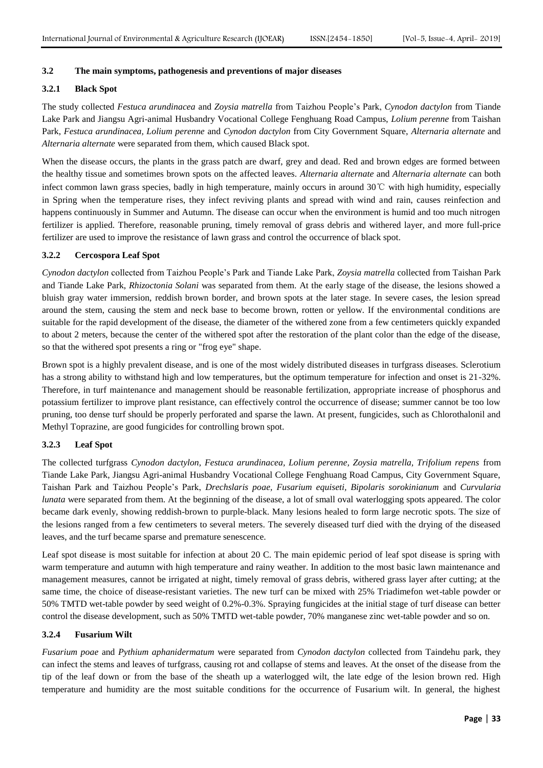### 3.2 The main symptoms, pathogenesis and preventions of major diseases

#### 3.2.1 Black Spot

The study collected *Festuca arundinacea* and *Zoysia matrella* from Taizhou People's Park, *Cynodon dactylon* from Tiande Lake Park and Jiangsu Agri-animal Husbandry Vocational College Fenghuang Road Campus, *Lolium perenne* from Taishan Park, *Festuca arundinacea, Lolium perenne* and *Cynodon dactylon* from City Government Square, *Alternaria alternate* and *Alternaria alternate* were separated from them, which caused Black spot.

When the disease occurs, the plants in the grass patch are dwarf, grey and dead. Red and brown edges are formed between the healthy tissue and sometimes brown spots on the affected leaves. *Alternaria alternate* and *Alternaria alternate* can both infect common lawn grass species, badly in high temperature, mainly occurs in around 30℃ with high humidity, especially in Spring when the temperature rises, they infect reviving plants and spread with wind and rain, causes reinfection and happens continuously in Summer and Autumn. The disease can occur when the environment is humid and too much nitrogen fertilizer is applied. Therefore, reasonable pruning, timely removal of grass debris and withered layer, and more full-price fertilizer are used to improve the resistance of lawn grass and control the occurrence of black spot.

#### 3.2.2 Cercospora Leaf Spot

*Cynodon dactylon* collected from Taizhou People's Park and Tiande Lake Park, *Zoysia matrella* collected from Taishan Park and Tiande Lake Park, *Rhizoctonia Solani* was separated from them. At the early stage of the disease, the lesions showed a bluish gray water immersion, reddish brown border, and brown spots at the later stage. In severe cases, the lesion spread around the stem, causing the stem and neck base to become brown, rotten or yellow. If the environmental conditions are suitable for the rapid development of the disease, the diameter of the withered zone from a few centimeters quickly expanded to about 2 meters, because the center of the withered spot after the restoration of the plant color than the edge of the disease, so that the withered spot presents a ring or "frog eye" shape.

Brown spot is a highly prevalent disease, and is one of the most widely distributed diseases in turfgrass diseases. Sclerotium has a strong ability to withstand high and low temperatures, but the optimum temperature for infection and onset is 21-32%. Therefore, in turf maintenance and management should be reasonable fertilization, appropriate increase of phosphorus and potassium fertilizer to improve plant resistance, can effectively control the occurrence of disease; summer cannot be too low pruning, too dense turf should be properly perforated and sparse the lawn. At present, fungicides, such as Chlorothalonil and Methyl Toprazine, are good fungicides for controlling brown spot.

#### 3.2.3 Leaf Spot

The collected turfgrass *Cynodon dactylon, Festuca arundinacea, Lolium perenne, Zoysia matrella, Trifolium repens* from Tiande Lake Park, Jiangsu Agri-animal Husbandry Vocational College Fenghuang Road Campus, City Government Square, Taishan Park and Taizhou People's Park, *Drechslaris poae, Fusarium equiseti, Bipolaris sorokinianum* and *Curvularia lunata* were separated from them. At the beginning of the disease, a lot of small oval waterlogging spots appeared. The color became dark evenly, showing reddish-brown to purple-black. Many lesions healed to form large necrotic spots. The size of the lesions ranged from a few centimeters to several meters. The severely diseased turf died with the drying of the diseased leaves, and the turf became sparse and premature senescence.

Leaf spot disease is most suitable for infection at about 20 C. The main epidemic period of leaf spot disease is spring with warm temperature and autumn with high temperature and rainy weather. In addition to the most basic lawn maintenance and management measures, cannot be irrigated at night, timely removal of grass debris, withered grass layer after cutting; at the same time, the choice of disease-resistant varieties. The new turf can be mixed with 25% Triadimefon wet-table powder or 50% TMTD wet-table powder by seed weight of 0.2%-0.3%. Spraying fungicides at the initial stage of turf disease can better control the disease development, such as 50% TMTD wet-table powder, 70% manganese zinc wet-table powder and so on.

#### 3.2.4 Fusarium Wilt

*Fusarium poae* and *Pythium aphanidermatum* were separated from *Cynodon dactylon* collected from Taindehu park, they can infect the stems and leaves of turfgrass, causing rot and collapse of stems and leaves. At the onset of the disease from the tip of the leaf down or from the base of the sheath up a waterlogged wilt, the late edge of the lesion brown red. High temperature and humidity are the most suitable conditions for the occurrence of Fusarium wilt. In general, the highest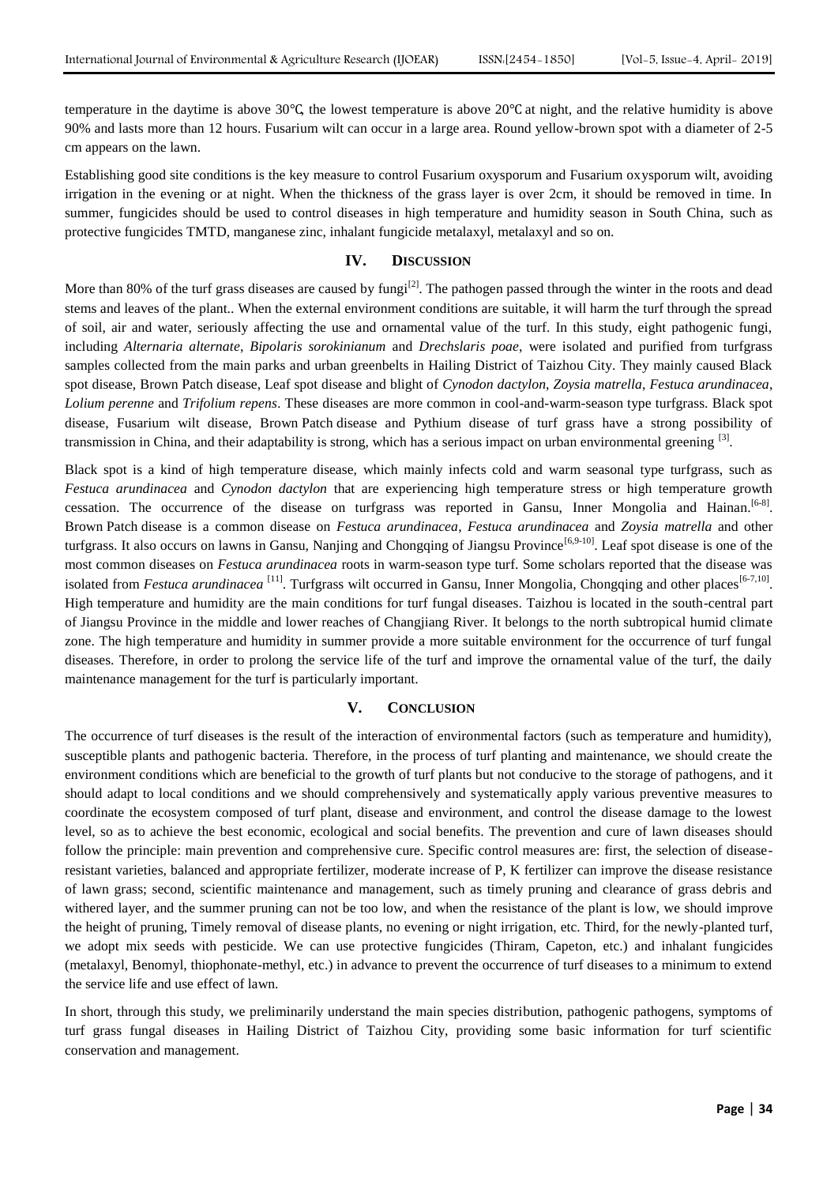temperature in the daytime is above 30℃, the lowest temperature is above 20℃ at night, and the relative humidity is above 90% and lasts more than 12 hours. Fusarium wilt can occur in a large area. Round yellow-brown spot with a diameter of 2-5 cm appears on the lawn.

Establishing good site conditions is the key measure to control Fusarium oxysporum and Fusarium oxysporum wilt, avoiding irrigation in the evening or at night. When the thickness of the grass layer is over 2cm, it should be removed in time. In summer, fungicides should be used to control diseases in high temperature and humidity season in South China, such as protective fungicides TMTD, manganese zinc, inhalant fungicide metalaxyl, metalaxyl and so on.

## IV. DISCUSSION

More than 80% of the turf grass diseases are caused by fungi[2]. The pathogen passed through the winter in the roots and dead stems and leaves of the plant.. When the external environment conditions are suitable, it will harm the turf through the spread of soil, air and water, seriously affecting the use and ornamental value of the turf. In this study, eight pathogenic fungi, including *Alternaria alternate*, *Bipolaris sorokinianum* and *Drechslaris poae*, were isolated and purified from turfgrass samples collected from the main parks and urban greenbelts in Hailing District of Taizhou City. They mainly caused Black spot disease, Brown Patch disease, Leaf spot disease and blight of *Cynodon dactylon*, *Zoysia matrella*, *Festuca arundinacea*, *Lolium perenne* and *Trifolium repens*. These diseases are more common in cool-and-warm-season type turfgrass. Black spot disease, Fusarium wilt disease, Brown Patch disease and Pythium disease of turf grass have a strong possibility of transmission in China, and their adaptability is strong, which has a serious impact on urban environmental greening [3].

Black spot is a kind of high temperature disease, which mainly infects cold and warm seasonal type turfgrass, such as *Festuca arundinacea* and *Cynodon dactylon* that are experiencing high temperature stress or high temperature growth cessation. The occurrence of the disease on turfgrass was reported in Gansu, Inner Mongolia and Hainan.[6-8]. Brown Patch disease is a common disease on *Festuca arundinacea*, *Festuca arundinacea* and *Zoysia matrella* and other turfgrass. It also occurs on lawns in Gansu, Nanjing and Chongqing of Jiangsu Province[6,9-10]. Leaf spot disease is one of the most common diseases on *Festuca arundinacea* roots in warm-season type turf. Some scholars reported that the disease was isolated from *Festuca arundinacea* [11]. Turfgrass wilt occurred in Gansu, Inner Mongolia, Chongqing and other places[6-7,10]. High temperature and humidity are the main conditions for turf fungal diseases. Taizhou is located in the south-central part of Jiangsu Province in the middle and lower reaches of Changjiang River. It belongs to the north subtropical humid climate zone. The high temperature and humidity in summer provide a more suitable environment for the occurrence of turf fungal diseases. Therefore, in order to prolong the service life of the turf and improve the ornamental value of the turf, the daily maintenance management for the turf is particularly important.

## V. CONCLUSION

The occurrence of turf diseases is the result of the interaction of environmental factors (such as temperature and humidity), susceptible plants and pathogenic bacteria. Therefore, in the process of turf planting and maintenance, we should create the environment conditions which are beneficial to the growth of turf plants but not conducive to the storage of pathogens, and it should adapt to local conditions and we should comprehensively and systematically apply various preventive measures to coordinate the ecosystem composed of turf plant, disease and environment, and control the disease damage to the lowest level, so as to achieve the best economic, ecological and social benefits. The prevention and cure of lawn diseases should follow the principle: main prevention and comprehensive cure. Specific control measures are: first, the selection of disease-resistant varieties, balanced and appropriate fertilizer, moderate increase of P, K fertilizer can improve the disease resistance of lawn grass; second, scientific maintenance and management, such as timely pruning and clearance of grass debris and withered layer, and the summer pruning can not be too low, and when the resistance of the plant is low, we should improve the height of pruning, Timely removal of disease plants, no evening or night irrigation, etc. Third, for the newly-planted turf, we adopt mix seeds with pesticide. We can use protective fungicides (Thiram, Capeton, etc.) and inhalant fungicides (metalaxyl, Benomyl, thiophonate-methyl, etc.) in advance to prevent the occurrence of turf diseases to a minimum to extend the service life and use effect of lawn.

In short, through this study, we preliminarily understand the main species distribution, pathogenic pathogens, symptoms of turf grass fungal diseases in Hailing District of Taizhou City, providing some basic information for turf scientific conservation and management.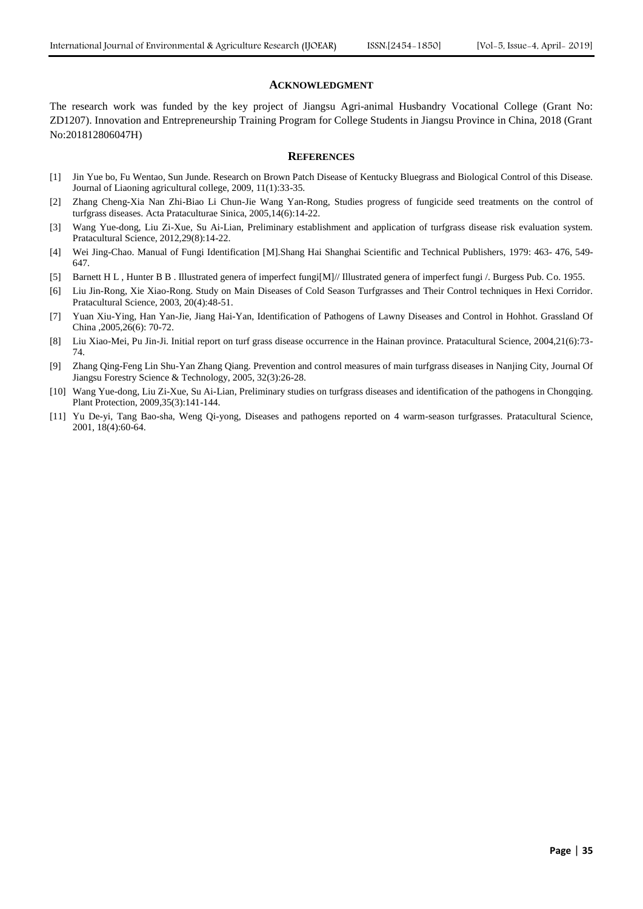## ACKNOWLEDGMENT

The research work was funded by the key project of Jiangsu Agri-animal Husbandry Vocational College (Grant No: ZD1207). Innovation and Entrepreneurship Training Program for College Students in Jiangsu Province in China, 2018 (Grant No:201812806047H)

## REFERENCES

[1] Jin Yue bo, Fu Wentao, Sun Junde. Research on Brown Patch Disease of Kentucky Bluegrass and Biological Control of this Disease. Journal of Liaoning agricultural college, 2009, 11(1):33-35.

[2] Zhang Cheng-Xia Nan Zhi-Biao Li Chun-Jie Wang Yan-Rong, Studies progress of fungicide seed treatments on the control of turfgrass diseases. Acta Prataculturae Sinica, 2005,14(6):14-22.

[3] Wang Yue-dong, Liu Zi-Xue, Su Ai-Lian, Preliminary establishment and application of turfgrass disease risk evaluation system. Pratacultural Science, 2012,29(8):14-22.

[4] Wei Jing-Chao. Manual of Fungi Identification [M].Shang Hai Shanghai Scientific and Technical Publishers, 1979: 463- 476, 549-647.

[5] Barnett H L , Hunter B B . Illustrated genera of imperfect fungi[M]// Illustrated genera of imperfect fungi /. Burgess Pub. Co. 1955.

[6] Liu Jin-Rong, Xie Xiao-Rong. Study on Main Diseases of Cold Season Turfgrasses and Their Control techniques in Hexi Corridor. Pratacultural Science, 2003, 20(4):48-51.

[7] Yuan Xiu-Ying, Han Yan-Jie, Jiang Hai-Yan, Identification of Pathogens of Lawny Diseases and Control in Hohhot. Grassland Of China ,2005,26(6): 70-72.

[8] Liu Xiao-Mei, Pu Jin-Ji. Initial report on turf grass disease occurrence in the Hainan province. Pratacultural Science, 2004,21(6):73-74.

[9] Zhang Qing-Feng Lin Shu-Yan Zhang Qiang. Prevention and control measures of main turfgrass diseases in Nanjing City, Journal Of Jiangsu Forestry Science & Technology, 2005, 32(3):26-28.

[10] Wang Yue-dong, Liu Zi-Xue, Su Ai-Lian, Preliminary studies on turfgrass diseases and identification of the pathogens in Chongqing. Plant Protection, 2009,35(3):141-144.

[11] Yu De-yi, Tang Bao-sha, Weng Qi-yong, Diseases and pathogens reported on 4 warm-season turfgrasses. Pratacultural Science, 2001, 18(4):60-64.